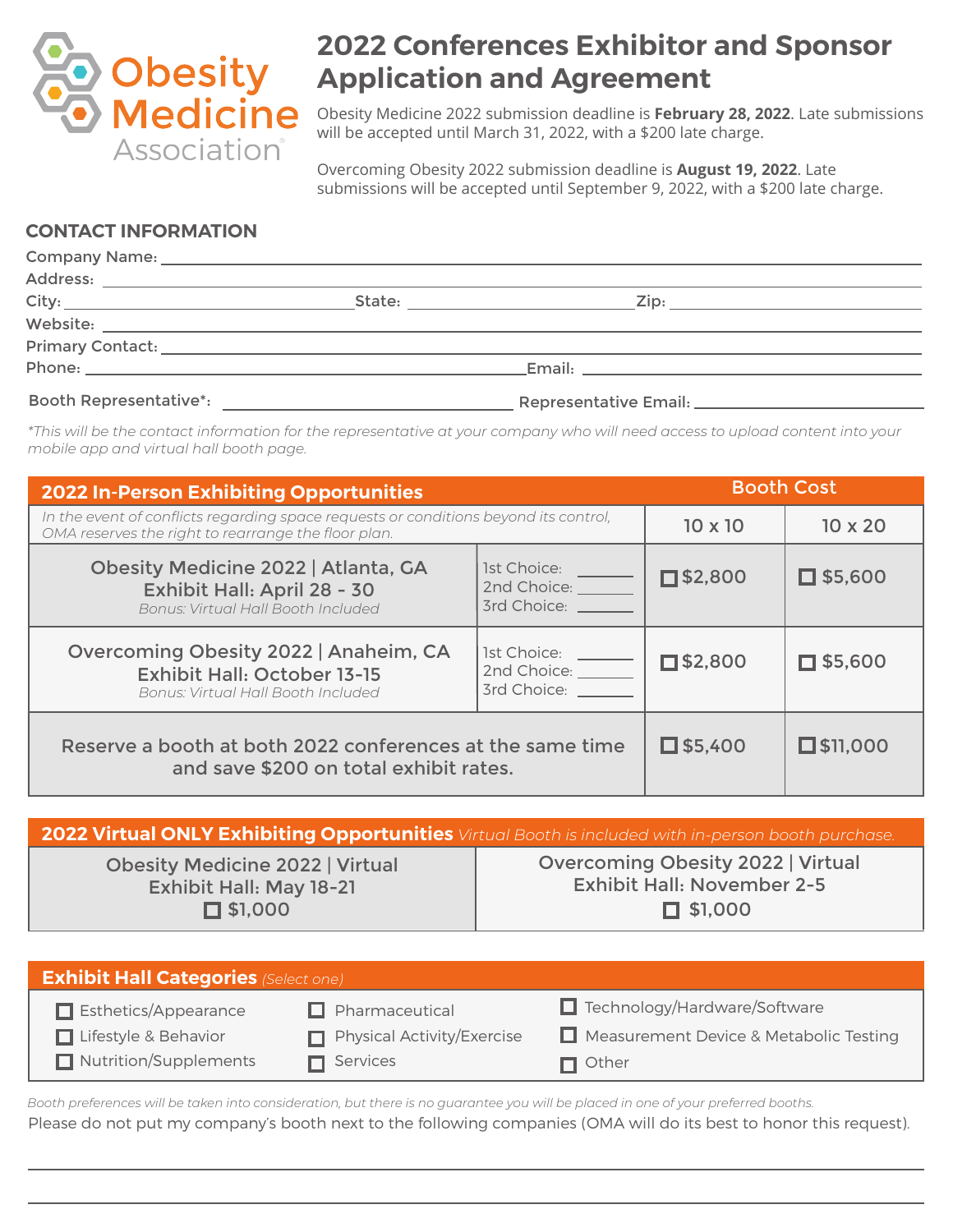Obesity Medicine Association

# 2022 Conferences Exhibitor and Sponsor Application and Agreement

Obesity Medicine 2022 submission deadline is **February 28, 2022**. Late submissions will be accepted until March 31, 2022, with a $200 late charge.

Overcoming Obesity 2022 submission deadline is **August 19, 2022**. Late submissions will be accepted until September 9, 2022, with a $200 late charge.

## CONTACT INFORMATION

Company Name: ______________________________

Address: ______________________________

City: ______________ State: ______________ Zip: ______________

Website: ______________________________

Primary Contact: ______________________________

Phone: ______________________ Email: ______________________

Booth Representative*: ______________________ Representative Email: ______________________

*This will be the contact information for the representative at your company who will need access to upload content into your mobile app and virtual hall booth page.*

| 2022 In-Person Exhibiting Opportunities | | Booth Cost | |
|---|---|---|---|
| *In the event of conflicts regarding space requests or conditions beyond its control, OMA reserves the right to rearrange the floor plan.* | | 10 x 10 | 10 x 20 |
| Obesity Medicine 2022 \| Atlanta, GA<br>Exhibit Hall: April 28 - 30<br>*Bonus: Virtual Hall Booth Included* | 1st Choice: ______<br>2nd Choice: ______<br>3rd Choice: ______ | ☐ $2,800 | ☐ $5,600 |
| Overcoming Obesity 2022 \| Anaheim, CA<br>Exhibit Hall: October 13-15<br>*Bonus: Virtual Hall Booth Included* | 1st Choice: ______<br>2nd Choice: ______<br>3rd Choice: ______ | ☐ $2,800 | ☐ $5,600 |
| Reserve a booth at both 2022 conferences at the same time and save $200 on total exhibit rates. | | ☐ $5,400 | ☐ $11,000 |

| 2022 Virtual ONLY Exhibiting Opportunities *Virtual Booth is included with in-person booth purchase.* | |
|---|---|
| Obesity Medicine 2022 \| Virtual<br>Exhibit Hall: May 18-21<br>☐ $1,000 | Overcoming Obesity 2022 \| Virtual<br>Exhibit Hall: November 2-5<br>☐ $1,000 |

**Exhibit Hall Categories** *(Select one)*

- ☐ Esthetics/Appearance
- ☐ Lifestyle & Behavior
- ☐ Nutrition/Supplements
- ☐ Pharmaceutical
- ☐ Physical Activity/Exercise
- ☐ Services
- ☐ Technology/Hardware/Software
- ☐ Measurement Device & Metabolic Testing
- ☐ Other

*Booth preferences will be taken into consideration, but there is no guarantee you will be placed in one of your preferred booths.*

Please do not put my company's booth next to the following companies (OMA will do its best to honor this request).

______________________________

______________________________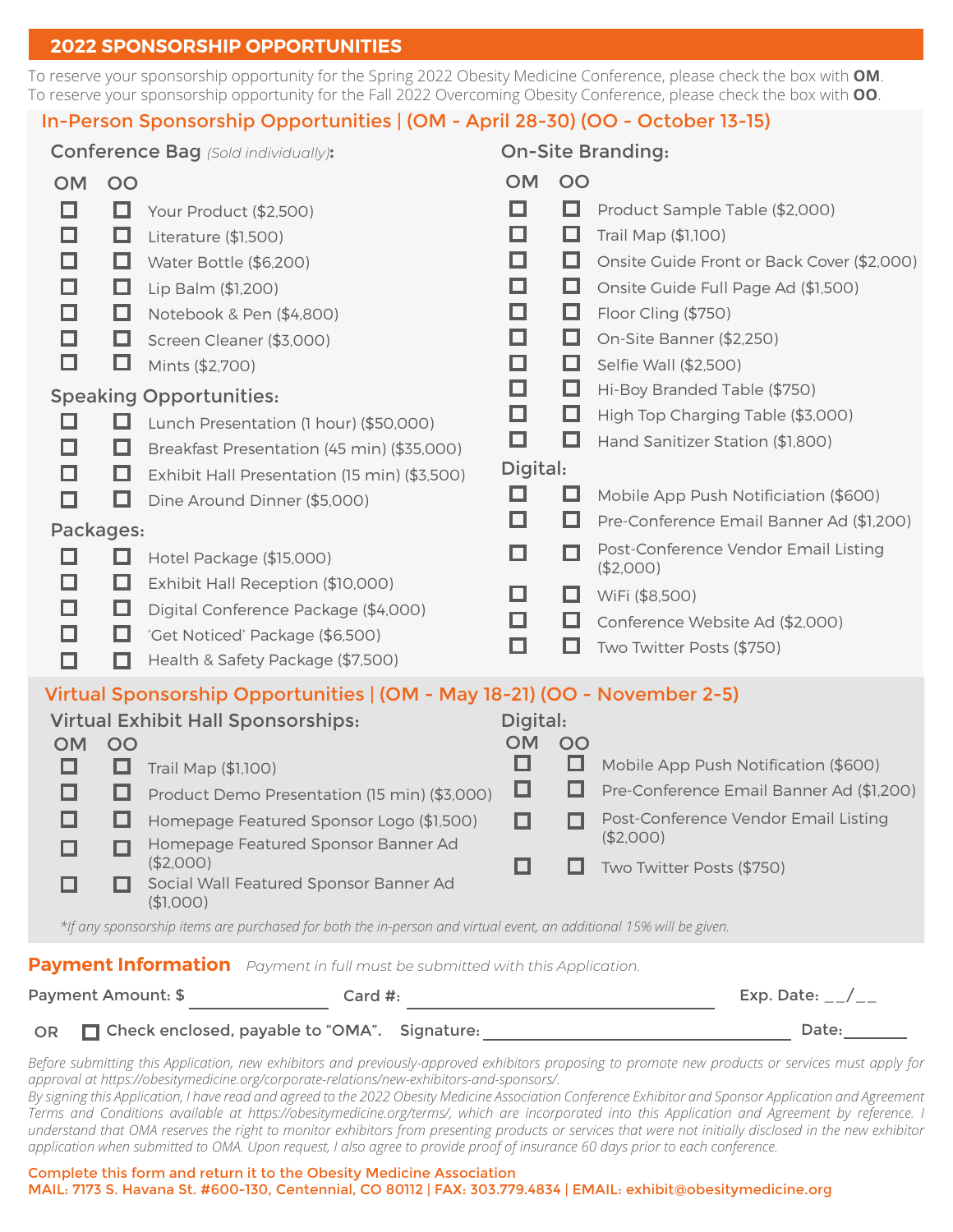## 2022 SPONSORSHIP OPPORTUNITIES

To reserve your sponsorship opportunity for the Spring 2022 Obesity Medicine Conference, please check the box with **OM**.
To reserve your sponsorship opportunity for the Fall 2022 Overcoming Obesity Conference, please check the box with **OO**.

### In-Person Sponsorship Opportunities | (OM - April 28-30) (OO - October 13-15)

#### Conference Bag *(Sold individually)*:

| OM | OO | |
|---|---|---|
| ☐ | ☐ | Your Product ($2,500) |
| ☐ | ☐ | Literature ($1,500) |
| ☐ | ☐ | Water Bottle ($6,200) |
| ☐ | ☐ | Lip Balm ($1,200) |
| ☐ | ☐ | Notebook & Pen ($4,800) |
| ☐ | ☐ | Screen Cleaner ($3,000) |
| ☐ | ☐ | Mints ($2,700) |

#### Speaking Opportunities:

| OM | OO | |
|---|---|---|
| ☐ | ☐ | Lunch Presentation (1 hour) ($50,000) |
| ☐ | ☐ | Breakfast Presentation (45 min) ($35,000) |
| ☐ | ☐ | Exhibit Hall Presentation (15 min) ($3,500) |
| ☐ | ☐ | Dine Around Dinner ($5,000) |

#### Packages:

| OM | OO | |
|---|---|---|
| ☐ | ☐ | Hotel Package ($15,000) |
| ☐ | ☐ | Exhibit Hall Reception ($10,000) |
| ☐ | ☐ | Digital Conference Package ($4,000) |
| ☐ | ☐ | 'Get Noticed' Package ($6,500) |
| ☐ | ☐ | Health & Safety Package ($7,500) |

#### On-Site Branding:

| OM | OO | |
|---|---|---|
| ☐ | ☐ | Product Sample Table ($2,000) |
| ☐ | ☐ | Trail Map ($1,100) |
| ☐ | ☐ | Onsite Guide Front or Back Cover ($2,000) |
| ☐ | ☐ | Onsite Guide Full Page Ad ($1,500) |
| ☐ | ☐ | Floor Cling ($750) |
| ☐ | ☐ | On-Site Banner ($2,250) |
| ☐ | ☐ | Selfie Wall ($2,500) |
| ☐ | ☐ | Hi-Boy Branded Table ($750) |
| ☐ | ☐ | High Top Charging Table ($3,000) |
| ☐ | ☐ | Hand Sanitizer Station ($1,800) |

#### Digital:

| OM | OO | |
|---|---|---|
| ☐ | ☐ | Mobile App Push Notificiation ($600) |
| ☐ | ☐ | Pre-Conference Email Banner Ad ($1,200) |
| ☐ | ☐ | Post-Conference Vendor Email Listing ($2,000) |
| ☐ | ☐ | WiFi ($8,500) |
| ☐ | ☐ | Conference Website Ad ($2,000) |
| ☐ | ☐ | Two Twitter Posts ($750) |

### Virtual Sponsorship Opportunities | (OM - May 18-21) (OO - November 2-5)

#### Virtual Exhibit Hall Sponsorships:

| OM | OO | |
|---|---|---|
| ☐ | ☐ | Trail Map ($1,100) |
| ☐ | ☐ | Product Demo Presentation (15 min) ($3,000) |
| ☐ | ☐ | Homepage Featured Sponsor Logo ($1,500) |
| ☐ | ☐ | Homepage Featured Sponsor Banner Ad ($2,000) |
| ☐ | ☐ | Social Wall Featured Sponsor Banner Ad ($1,000) |

#### Digital:

| OM | OO | |
|---|---|---|
| ☐ | ☐ | Mobile App Push Notification ($600) |
| ☐ | ☐ | Pre-Conference Email Banner Ad ($1,200) |
| ☐ | ☐ | Post-Conference Vendor Email Listing ($2,000) |
| ☐ | ☐ | Two Twitter Posts ($750) |

*\*If any sponsorship items are purchased for both the in-person and virtual event, an additional 15% will be given.*

### Payment Information

*Payment in full must be submitted with this Application.*

**Payment Amount: $** ______________ **Card #:** ______________________________ **Exp. Date:** __/__

OR ☐ **Check enclosed, payable to "OMA".** **Signature:** ______________________________ **Date:** ________

*Before submitting this Application, new exhibitors and previously-approved exhibitors proposing to promote new products or services must apply for approval at https://obesitymedicine.org/corporate-relations/new-exhibitors-and-sponsors/.*

*By signing this Application, I have read and agreed to the 2022 Obesity Medicine Association Conference Exhibitor and Sponsor Application and Agreement Terms and Conditions available at https://obesitymedicine.org/terms/, which are incorporated into this Application and Agreement by reference. I understand that OMA reserves the right to monitor exhibitors from presenting products or services that were not initially disclosed in the new exhibitor application when submitted to OMA. Upon request, I also agree to provide proof of insurance 60 days prior to each conference.*

**Complete this form and return it to the Obesity Medicine Association**
**MAIL: 7173 S. Havana St. #600-130, Centennial, CO 80112 | FAX: 303.779.4834 | EMAIL: exhibit@obesitymedicine.org**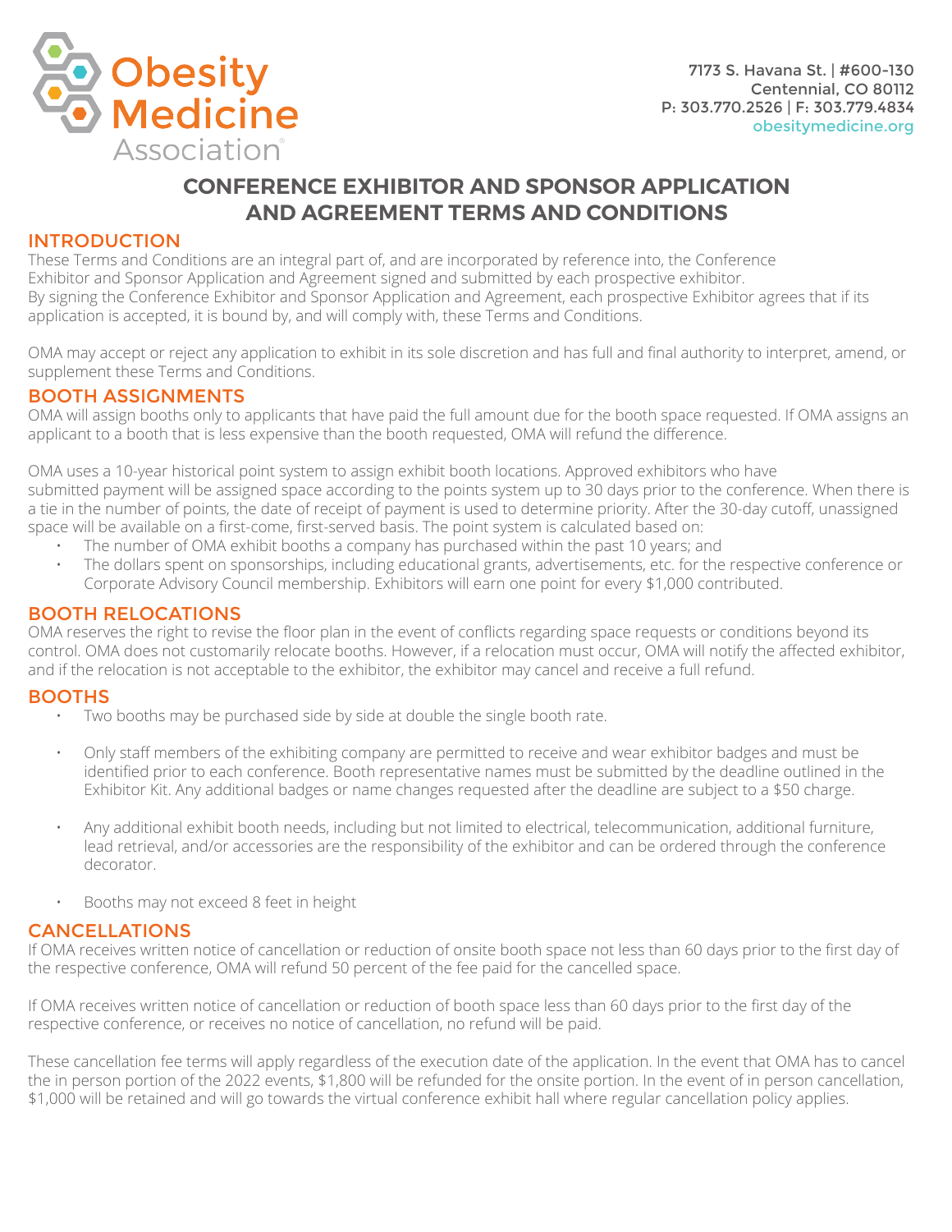Obesity Medicine Association

7173 S. Havana St. | #600-130
Centennial, CO 80112
P: 303.770.2526 | F: 303.779.4834
obesitymedicine.org

# CONFERENCE EXHIBITOR AND SPONSOR APPLICATION AND AGREEMENT TERMS AND CONDITIONS

## INTRODUCTION

These Terms and Conditions are an integral part of, and are incorporated by reference into, the Conference Exhibitor and Sponsor Application and Agreement signed and submitted by each prospective exhibitor. By signing the Conference Exhibitor and Sponsor Application and Agreement, each prospective Exhibitor agrees that if its application is accepted, it is bound by, and will comply with, these Terms and Conditions.

OMA may accept or reject any application to exhibit in its sole discretion and has full and final authority to interpret, amend, or supplement these Terms and Conditions.

## BOOTH ASSIGNMENTS

OMA will assign booths only to applicants that have paid the full amount due for the booth space requested. If OMA assigns an applicant to a booth that is less expensive than the booth requested, OMA will refund the difference.

OMA uses a 10-year historical point system to assign exhibit booth locations. Approved exhibitors who have submitted payment will be assigned space according to the points system up to 30 days prior to the conference. When there is a tie in the number of points, the date of receipt of payment is used to determine priority. After the 30-day cutoff, unassigned space will be available on a first-come, first-served basis. The point system is calculated based on:

- The number of OMA exhibit booths a company has purchased within the past 10 years; and
- The dollars spent on sponsorships, including educational grants, advertisements, etc. for the respective conference or Corporate Advisory Council membership. Exhibitors will earn one point for every $1,000 contributed.

## BOOTH RELOCATIONS

OMA reserves the right to revise the floor plan in the event of conflicts regarding space requests or conditions beyond its control. OMA does not customarily relocate booths. However, if a relocation must occur, OMA will notify the affected exhibitor, and if the relocation is not acceptable to the exhibitor, the exhibitor may cancel and receive a full refund.

## BOOTHS

- Two booths may be purchased side by side at double the single booth rate.
- Only staff members of the exhibiting company are permitted to receive and wear exhibitor badges and must be identified prior to each conference. Booth representative names must be submitted by the deadline outlined in the Exhibitor Kit. Any additional badges or name changes requested after the deadline are subject to a $50 charge.
- Any additional exhibit booth needs, including but not limited to electrical, telecommunication, additional furniture, lead retrieval, and/or accessories are the responsibility of the exhibitor and can be ordered through the conference decorator.
- Booths may not exceed 8 feet in height

## CANCELLATIONS

If OMA receives written notice of cancellation or reduction of onsite booth space not less than 60 days prior to the first day of the respective conference, OMA will refund 50 percent of the fee paid for the cancelled space.

If OMA receives written notice of cancellation or reduction of booth space less than 60 days prior to the first day of the respective conference, or receives no notice of cancellation, no refund will be paid.

These cancellation fee terms will apply regardless of the execution date of the application. In the event that OMA has to cancel the in person portion of the 2022 events, $1,800 will be refunded for the onsite portion. In the event of in person cancellation, $1,000 will be retained and will go towards the virtual conference exhibit hall where regular cancellation policy applies.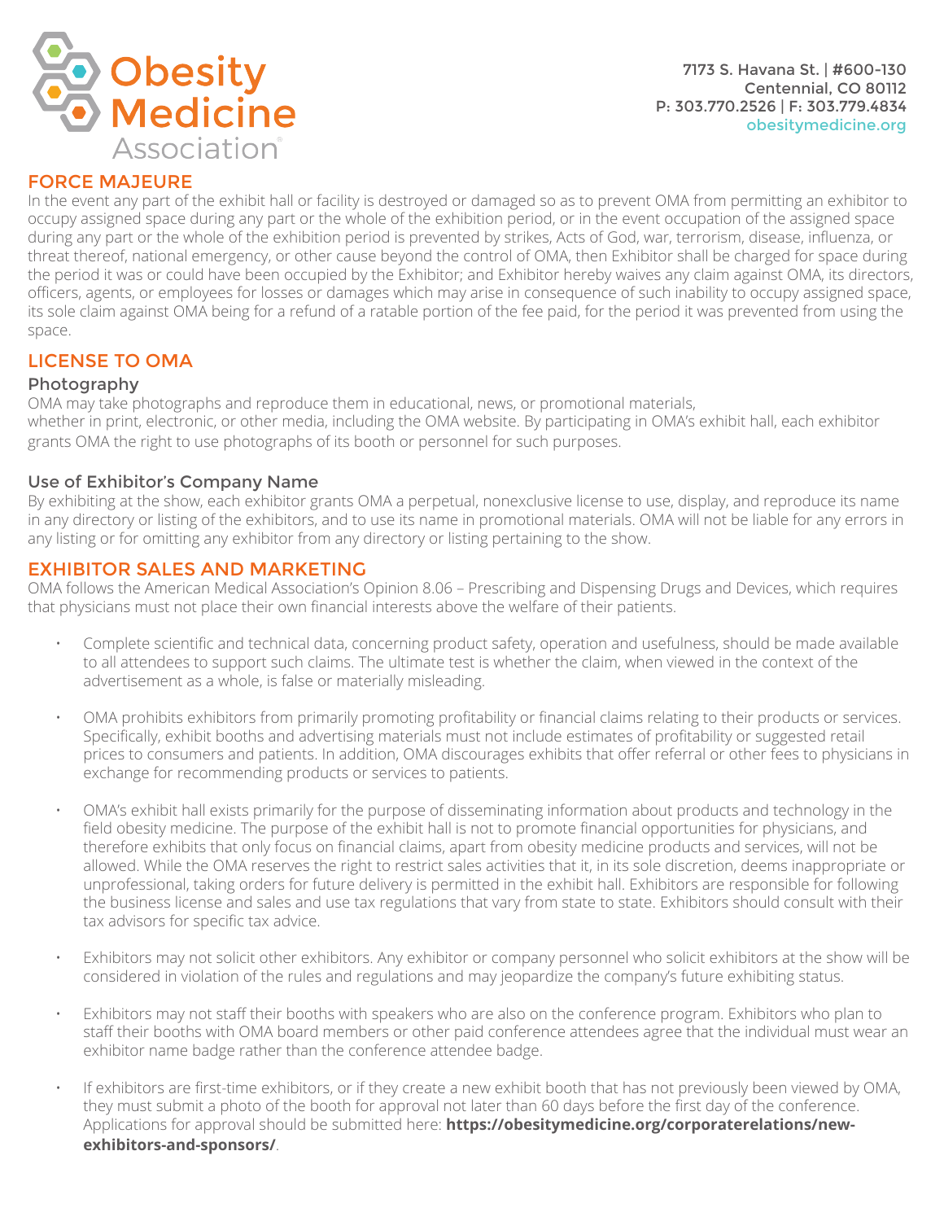## FORCE MAJEURE

In the event any part of the exhibit hall or facility is destroyed or damaged so as to prevent OMA from permitting an exhibitor to occupy assigned space during any part or the whole of the exhibition period, or in the event occupation of the assigned space during any part or the whole of the exhibition period is prevented by strikes, Acts of God, war, terrorism, disease, influenza, or threat thereof, national emergency, or other cause beyond the control of OMA, then Exhibitor shall be charged for space during the period it was or could have been occupied by the Exhibitor; and Exhibitor hereby waives any claim against OMA, its directors, officers, agents, or employees for losses or damages which may arise in consequence of such inability to occupy assigned space, its sole claim against OMA being for a refund of a ratable portion of the fee paid, for the period it was prevented from using the space.

## LICENSE TO OMA

### Photography

OMA may take photographs and reproduce them in educational, news, or promotional materials, whether in print, electronic, or other media, including the OMA website. By participating in OMA's exhibit hall, each exhibitor grants OMA the right to use photographs of its booth or personnel for such purposes.

### Use of Exhibitor's Company Name

By exhibiting at the show, each exhibitor grants OMA a perpetual, nonexclusive license to use, display, and reproduce its name in any directory or listing of the exhibitors, and to use its name in promotional materials. OMA will not be liable for any errors in any listing or for omitting any exhibitor from any directory or listing pertaining to the show.

## EXHIBITOR SALES AND MARKETING

OMA follows the American Medical Association's Opinion 8.06 – Prescribing and Dispensing Drugs and Devices, which requires that physicians must not place their own financial interests above the welfare of their patients.

- Complete scientific and technical data, concerning product safety, operation and usefulness, should be made available to all attendees to support such claims. The ultimate test is whether the claim, when viewed in the context of the advertisement as a whole, is false or materially misleading.
- OMA prohibits exhibitors from primarily promoting profitability or financial claims relating to their products or services. Specifically, exhibit booths and advertising materials must not include estimates of profitability or suggested retail prices to consumers and patients. In addition, OMA discourages exhibits that offer referral or other fees to physicians in exchange for recommending products or services to patients.
- OMA's exhibit hall exists primarily for the purpose of disseminating information about products and technology in the field obesity medicine. The purpose of the exhibit hall is not to promote financial opportunities for physicians, and therefore exhibits that only focus on financial claims, apart from obesity medicine products and services, will not be allowed. While the OMA reserves the right to restrict sales activities that it, in its sole discretion, deems inappropriate or unprofessional, taking orders for future delivery is permitted in the exhibit hall. Exhibitors are responsible for following the business license and sales and use tax regulations that vary from state to state. Exhibitors should consult with their tax advisors for specific tax advice.
- Exhibitors may not solicit other exhibitors. Any exhibitor or company personnel who solicit exhibitors at the show will be considered in violation of the rules and regulations and may jeopardize the company's future exhibiting status.
- Exhibitors may not staff their booths with speakers who are also on the conference program. Exhibitors who plan to staff their booths with OMA board members or other paid conference attendees agree that the individual must wear an exhibitor name badge rather than the conference attendee badge.
- If exhibitors are first-time exhibitors, or if they create a new exhibit booth that has not previously been viewed by OMA, they must submit a photo of the booth for approval not later than 60 days before the first day of the conference. Applications for approval should be submitted here: **https://obesitymedicine.org/corporaterelations/new-exhibitors-and-sponsors/**.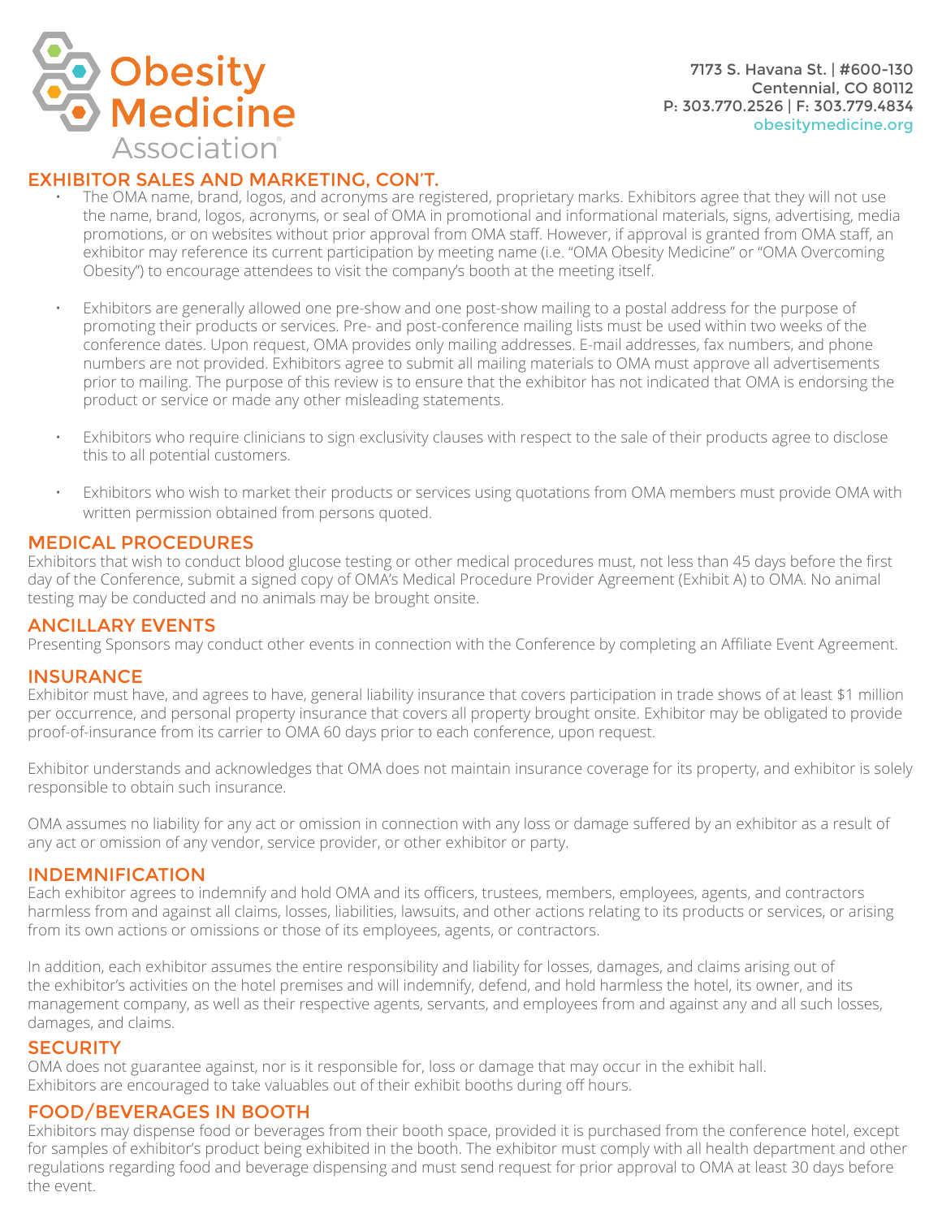## EXHIBITOR SALES AND MARKETING, CON'T.

- The OMA name, brand, logos, and acronyms are registered, proprietary marks. Exhibitors agree that they will not use the name, brand, logos, acronyms, or seal of OMA in promotional and informational materials, signs, advertising, media promotions, or on websites without prior approval from OMA staff. However, if approval is granted from OMA staff, an exhibitor may reference its current participation by meeting name (i.e. "OMA Obesity Medicine" or "OMA Overcoming Obesity") to encourage attendees to visit the company's booth at the meeting itself.
- Exhibitors are generally allowed one pre-show and one post-show mailing to a postal address for the purpose of promoting their products or services. Pre- and post-conference mailing lists must be used within two weeks of the conference dates. Upon request, OMA provides only mailing addresses. E-mail addresses, fax numbers, and phone numbers are not provided. Exhibitors agree to submit all mailing materials to OMA must approve all advertisements prior to mailing. The purpose of this review is to ensure that the exhibitor has not indicated that OMA is endorsing the product or service or made any other misleading statements.
- Exhibitors who require clinicians to sign exclusivity clauses with respect to the sale of their products agree to disclose this to all potential customers.
- Exhibitors who wish to market their products or services using quotations from OMA members must provide OMA with written permission obtained from persons quoted.

## MEDICAL PROCEDURES

Exhibitors that wish to conduct blood glucose testing or other medical procedures must, not less than 45 days before the first day of the Conference, submit a signed copy of OMA's Medical Procedure Provider Agreement (Exhibit A) to OMA. No animal testing may be conducted and no animals may be brought onsite.

## ANCILLARY EVENTS

Presenting Sponsors may conduct other events in connection with the Conference by completing an Affiliate Event Agreement.

## INSURANCE

Exhibitor must have, and agrees to have, general liability insurance that covers participation in trade shows of at least $1 million per occurrence, and personal property insurance that covers all property brought onsite. Exhibitor may be obligated to provide proof-of-insurance from its carrier to OMA 60 days prior to each conference, upon request.

Exhibitor understands and acknowledges that OMA does not maintain insurance coverage for its property, and exhibitor is solely responsible to obtain such insurance.

OMA assumes no liability for any act or omission in connection with any loss or damage suffered by an exhibitor as a result of any act or omission of any vendor, service provider, or other exhibitor or party.

## INDEMNIFICATION

Each exhibitor agrees to indemnify and hold OMA and its officers, trustees, members, employees, agents, and contractors harmless from and against all claims, losses, liabilities, lawsuits, and other actions relating to its products or services, or arising from its own actions or omissions or those of its employees, agents, or contractors.

In addition, each exhibitor assumes the entire responsibility and liability for losses, damages, and claims arising out of the exhibitor's activities on the hotel premises and will indemnify, defend, and hold harmless the hotel, its owner, and its management company, as well as their respective agents, servants, and employees from and against any and all such losses, damages, and claims.

## SECURITY

OMA does not guarantee against, nor is it responsible for, loss or damage that may occur in the exhibit hall. Exhibitors are encouraged to take valuables out of their exhibit booths during off hours.

## FOOD/BEVERAGES IN BOOTH

Exhibitors may dispense food or beverages from their booth space, provided it is purchased from the conference hotel, except for samples of exhibitor's product being exhibited in the booth. The exhibitor must comply with all health department and other regulations regarding food and beverage dispensing and must send request for prior approval to OMA at least 30 days before the event.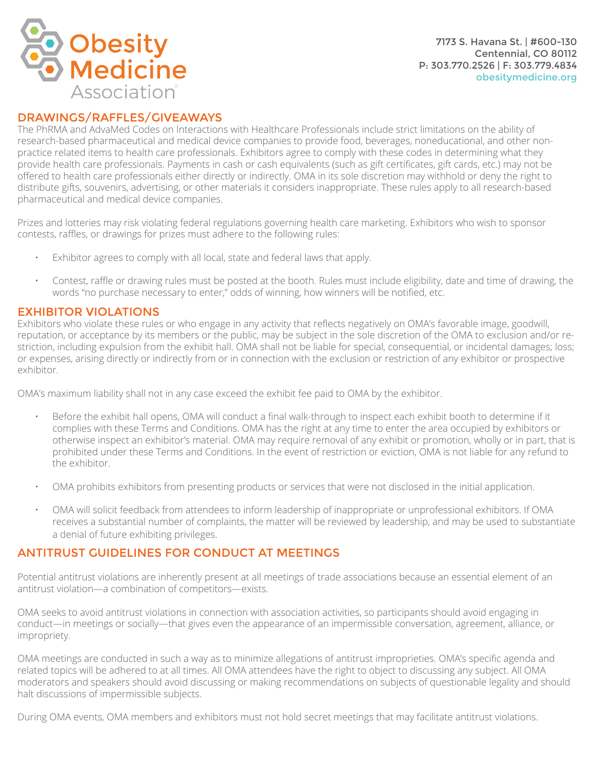## DRAWINGS/RAFFLES/GIVEAWAYS

The PhRMA and AdvaMed Codes on Interactions with Healthcare Professionals include strict limitations on the ability of research-based pharmaceutical and medical device companies to provide food, beverages, noneducational, and other non-practice related items to health care professionals. Exhibitors agree to comply with these codes in determining what they provide health care professionals. Payments in cash or cash equivalents (such as gift certificates, gift cards, etc.) may not be offered to health care professionals either directly or indirectly. OMA in its sole discretion may withhold or deny the right to distribute gifts, souvenirs, advertising, or other materials it considers inappropriate. These rules apply to all research-based pharmaceutical and medical device companies.

Prizes and lotteries may risk violating federal regulations governing health care marketing. Exhibitors who wish to sponsor contests, raffles, or drawings for prizes must adhere to the following rules:

- Exhibitor agrees to comply with all local, state and federal laws that apply.
- Contest, raffle or drawing rules must be posted at the booth. Rules must include eligibility, date and time of drawing, the words "no purchase necessary to enter," odds of winning, how winners will be notified, etc.

## EXHIBITOR VIOLATIONS

Exhibitors who violate these rules or who engage in any activity that reflects negatively on OMA's favorable image, goodwill, reputation, or acceptance by its members or the public, may be subject in the sole discretion of the OMA to exclusion and/or re-striction, including expulsion from the exhibit hall. OMA shall not be liable for special, consequential, or incidental damages; loss; or expenses, arising directly or indirectly from or in connection with the exclusion or restriction of any exhibitor or prospective exhibitor.

OMA's maximum liability shall not in any case exceed the exhibit fee paid to OMA by the exhibitor.

- Before the exhibit hall opens, OMA will conduct a final walk-through to inspect each exhibit booth to determine if it complies with these Terms and Conditions. OMA has the right at any time to enter the area occupied by exhibitors or otherwise inspect an exhibitor's material. OMA may require removal of any exhibit or promotion, wholly or in part, that is prohibited under these Terms and Conditions. In the event of restriction or eviction, OMA is not liable for any refund to the exhibitor.
- OMA prohibits exhibitors from presenting products or services that were not disclosed in the initial application.
- OMA will solicit feedback from attendees to inform leadership of inappropriate or unprofessional exhibitors. If OMA receives a substantial number of complaints, the matter will be reviewed by leadership, and may be used to substantiate a denial of future exhibiting privileges.

## ANTITRUST GUIDELINES FOR CONDUCT AT MEETINGS

Potential antitrust violations are inherently present at all meetings of trade associations because an essential element of an antitrust violation—a combination of competitors—exists.

OMA seeks to avoid antitrust violations in connection with association activities, so participants should avoid engaging in conduct—in meetings or socially—that gives even the appearance of an impermissible conversation, agreement, alliance, or impropriety.

OMA meetings are conducted in such a way as to minimize allegations of antitrust improprieties. OMA's specific agenda and related topics will be adhered to at all times. All OMA attendees have the right to object to discussing any subject. All OMA moderators and speakers should avoid discussing or making recommendations on subjects of questionable legality and should halt discussions of impermissible subjects.

During OMA events, OMA members and exhibitors must not hold secret meetings that may facilitate antitrust violations.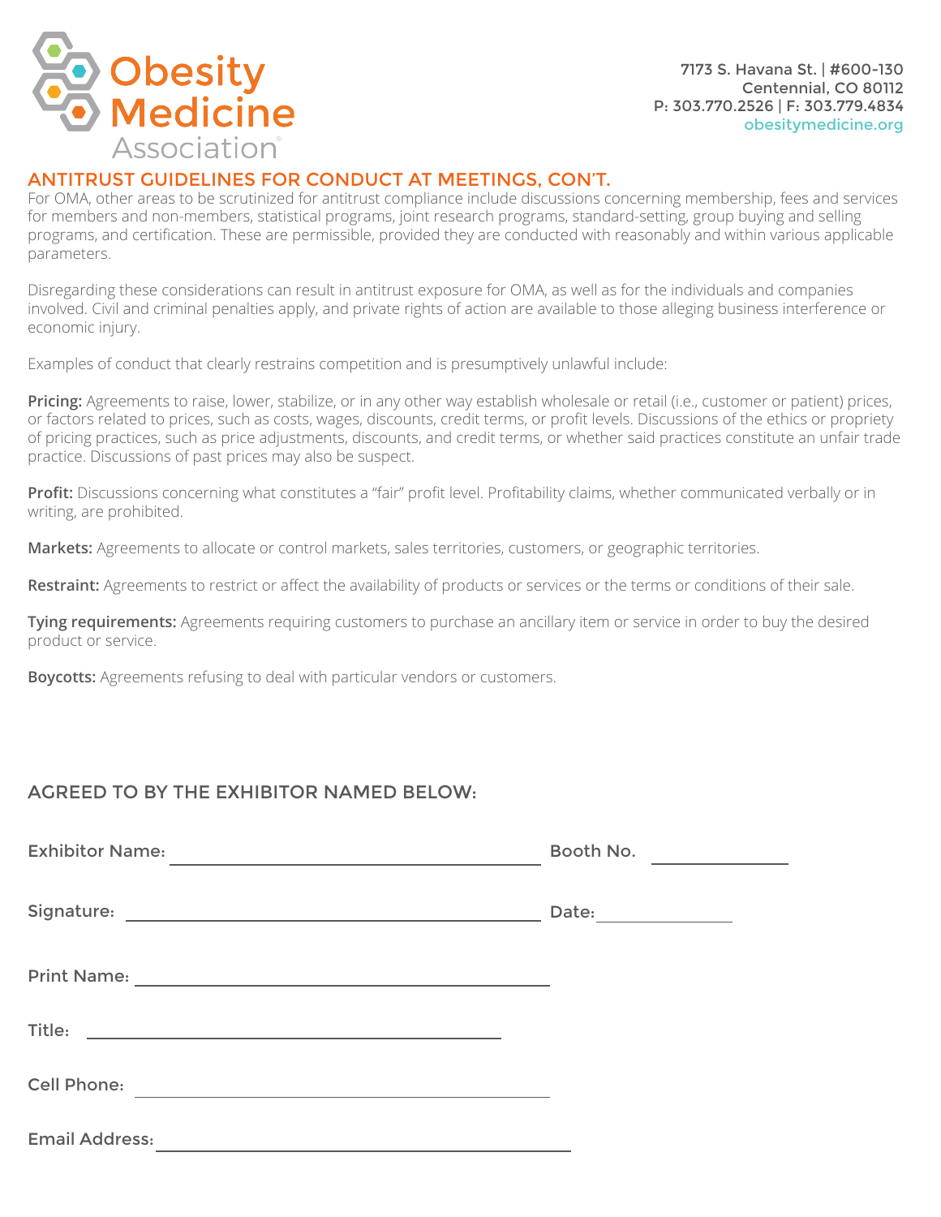Obesity Medicine Association

7173 S. Havana St. | #600-130
Centennial, CO 80112
P: 303.770.2526 | F: 303.779.4834
obesitymedicine.org

## ANTITRUST GUIDELINES FOR CONDUCT AT MEETINGS, CON'T.

For OMA, other areas to be scrutinized for antitrust compliance include discussions concerning membership, fees and services for members and non-members, statistical programs, joint research programs, standard-setting, group buying and selling programs, and certification. These are permissible, provided they are conducted with reasonably and within various applicable parameters.

Disregarding these considerations can result in antitrust exposure for OMA, as well as for the individuals and companies involved. Civil and criminal penalties apply, and private rights of action are available to those alleging business interference or economic injury.

Examples of conduct that clearly restrains competition and is presumptively unlawful include:

**Pricing:** Agreements to raise, lower, stabilize, or in any other way establish wholesale or retail (i.e., customer or patient) prices, or factors related to prices, such as costs, wages, discounts, credit terms, or profit levels. Discussions of the ethics or propriety of pricing practices, such as price adjustments, discounts, and credit terms, or whether said practices constitute an unfair trade practice. Discussions of past prices may also be suspect.

**Profit:** Discussions concerning what constitutes a "fair" profit level. Profitability claims, whether communicated verbally or in writing, are prohibited.

**Markets:** Agreements to allocate or control markets, sales territories, customers, or geographic territories.

**Restraint:** Agreements to restrict or affect the availability of products or services or the terms or conditions of their sale.

**Tying requirements:** Agreements requiring customers to purchase an ancillary item or service in order to buy the desired product or service.

**Boycotts:** Agreements refusing to deal with particular vendors or customers.

## AGREED TO BY THE EXHIBITOR NAMED BELOW:

Exhibitor Name: ______________________________ Booth No. ____________

Signature: ______________________________ Date: ____________

Print Name: ______________________________

Title: ______________________________

Cell Phone: ______________________________

Email Address: ______________________________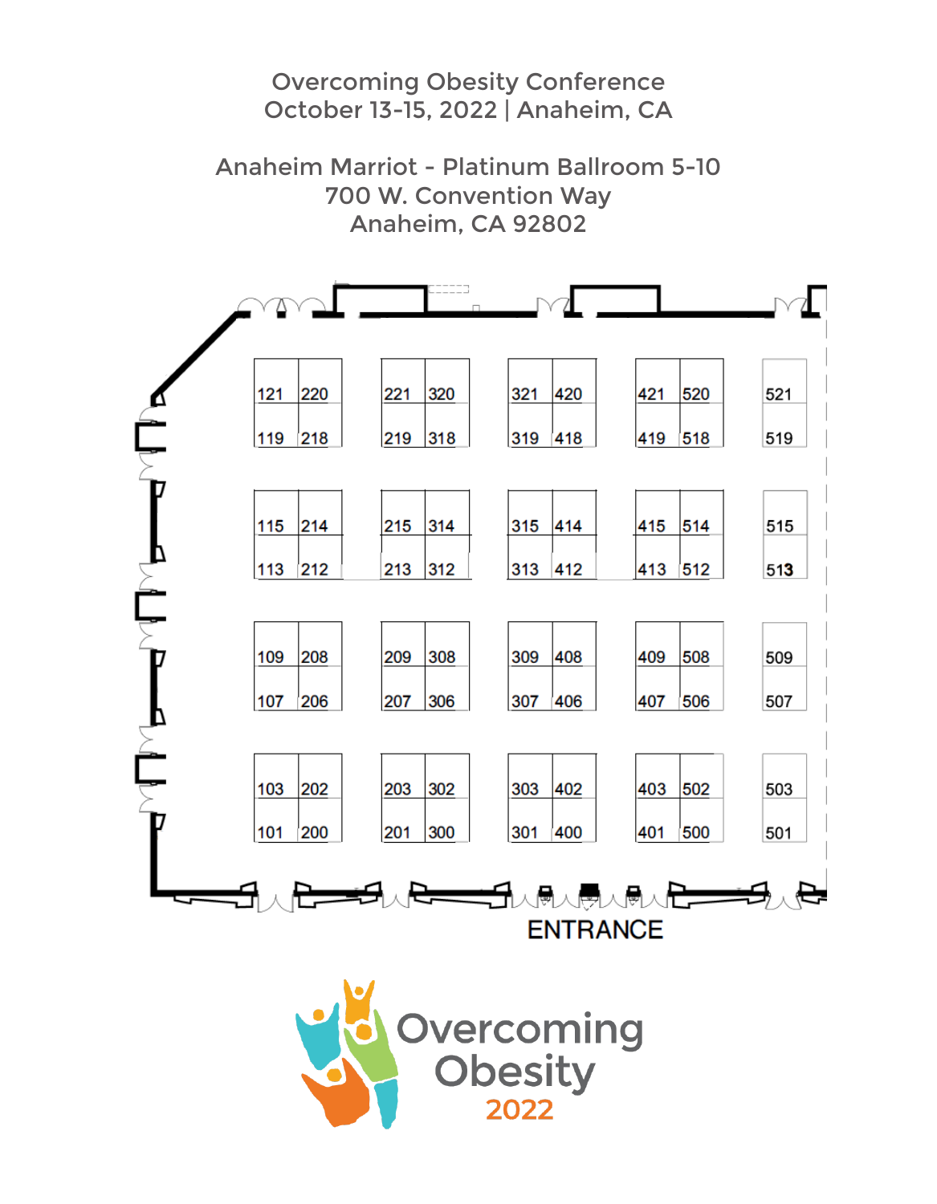Overcoming Obesity Conference
October 13-15, 2022 | Anaheim, CA

Anaheim Marriot - Platinum Ballroom 5-10
700 W. Convention Way
Anaheim, CA 92802

121 220 221 320 321 420 421 520 521

119 218 219 318 319 418 419 518 519

115 214 215 314 315 414 415 514 515

113 212 213 312 313 412 413 512 513

109 208 209 308 309 408 409 508 509

107 206 207 306 307 406 407 506 507

103 202 203 302 303 402 403 502 503

101 200 201 300 301 400 401 500 501

ENTRANCE

Overcoming Obesity 2022